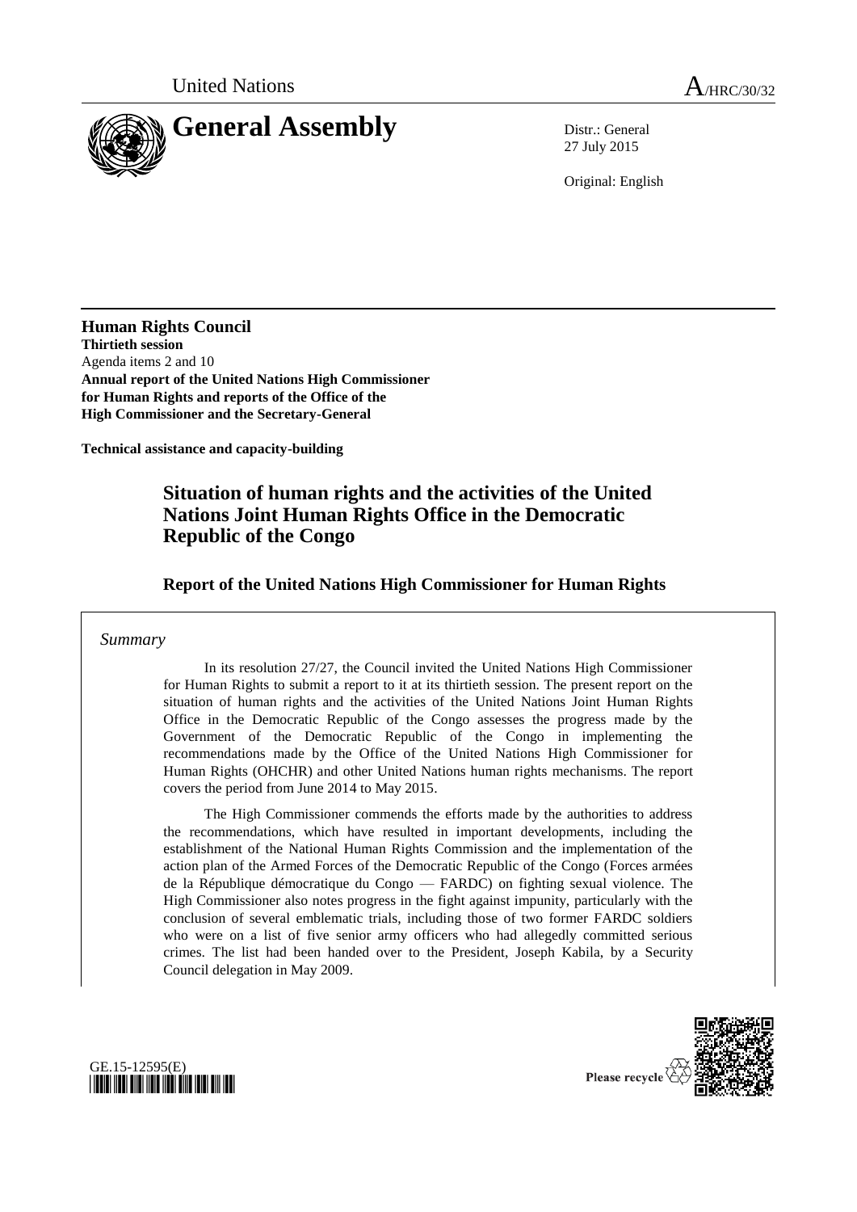United Nations

A/HRC/30/32

# General Assembly

Distr.: General
27 July 2015

Original: English

**Human Rights Council**
**Thirtieth session**
Agenda items 2 and 10
**Annual report of the United Nations High Commissioner for Human Rights and reports of the Office of the High Commissioner and the Secretary-General**

**Technical assistance and capacity-building**

## Situation of human rights and the activities of the United Nations Joint Human Rights Office in the Democratic Republic of the Congo

### Report of the United Nations High Commissioner for Human Rights

*Summary*

In its resolution 27/27, the Council invited the United Nations High Commissioner for Human Rights to submit a report to it at its thirtieth session. The present report on the situation of human rights and the activities of the United Nations Joint Human Rights Office in the Democratic Republic of the Congo assesses the progress made by the Government of the Democratic Republic of the Congo in implementing the recommendations made by the Office of the United Nations High Commissioner for Human Rights (OHCHR) and other United Nations human rights mechanisms. The report covers the period from June 2014 to May 2015.

The High Commissioner commends the efforts made by the authorities to address the recommendations, which have resulted in important developments, including the establishment of the National Human Rights Commission and the implementation of the action plan of the Armed Forces of the Democratic Republic of the Congo (Forces armées de la République démocratique du Congo — FARDC) on fighting sexual violence. The High Commissioner also notes progress in the fight against impunity, particularly with the conclusion of several emblematic trials, including those of two former FARDC soldiers who were on a list of five senior army officers who had allegedly committed serious crimes. The list had been handed over to the President, Joseph Kabila, by a Security Council delegation in May 2009.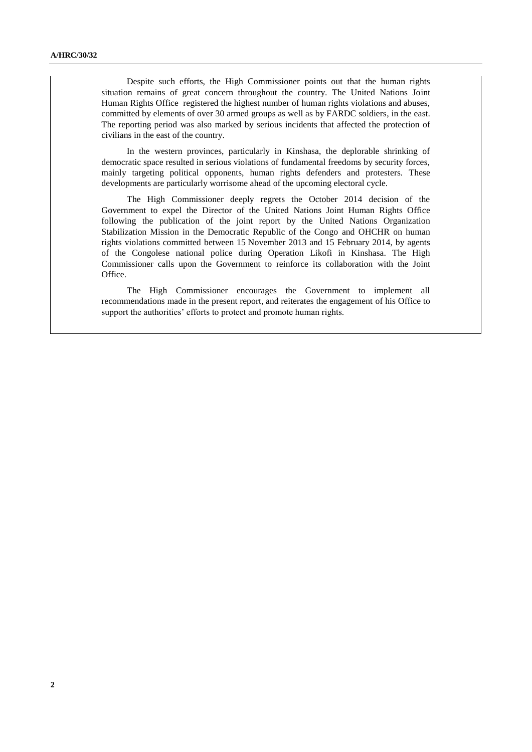Despite such efforts, the High Commissioner points out that the human rights situation remains of great concern throughout the country. The United Nations Joint Human Rights Office registered the highest number of human rights violations and abuses, committed by elements of over 30 armed groups as well as by FARDC soldiers, in the east. The reporting period was also marked by serious incidents that affected the protection of civilians in the east of the country.

In the western provinces, particularly in Kinshasa, the deplorable shrinking of democratic space resulted in serious violations of fundamental freedoms by security forces, mainly targeting political opponents, human rights defenders and protesters. These developments are particularly worrisome ahead of the upcoming electoral cycle.

The High Commissioner deeply regrets the October 2014 decision of the Government to expel the Director of the United Nations Joint Human Rights Office following the publication of the joint report by the United Nations Organization Stabilization Mission in the Democratic Republic of the Congo and OHCHR on human rights violations committed between 15 November 2013 and 15 February 2014, by agents of the Congolese national police during Operation Likofi in Kinshasa. The High Commissioner calls upon the Government to reinforce its collaboration with the Joint Office.

The High Commissioner encourages the Government to implement all recommendations made in the present report, and reiterates the engagement of his Office to support the authorities' efforts to protect and promote human rights.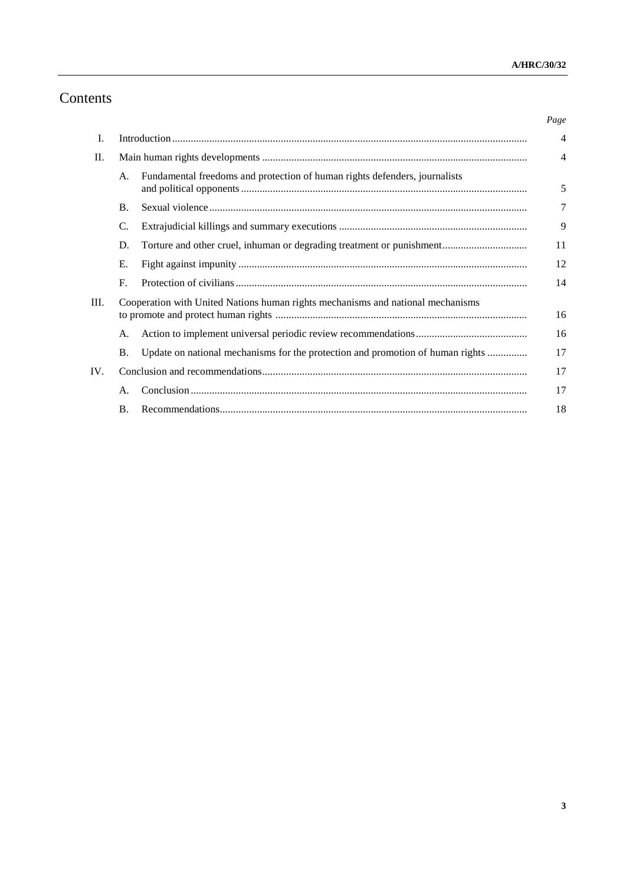# Contents

| | | | Page |
|---|---|---|---|
| I. | Introduction | | 4 |
| II. | Main human rights developments | | 4 |
| | A. | Fundamental freedoms and protection of human rights defenders, journalists and political opponents | 5 |
| | B. | Sexual violence | 7 |
| | C. | Extrajudicial killings and summary executions | 9 |
| | D. | Torture and other cruel, inhuman or degrading treatment or punishment | 11 |
| | E. | Fight against impunity | 12 |
| | F. | Protection of civilians | 14 |
| III. | Cooperation with United Nations human rights mechanisms and national mechanisms to promote and protect human rights | | 16 |
| | A. | Action to implement universal periodic review recommendations | 16 |
| | B. | Update on national mechanisms for the protection and promotion of human rights | 17 |
| IV. | Conclusion and recommendations | | 17 |
| | A. | Conclusion | 17 |
| | B. | Recommendations | 18 |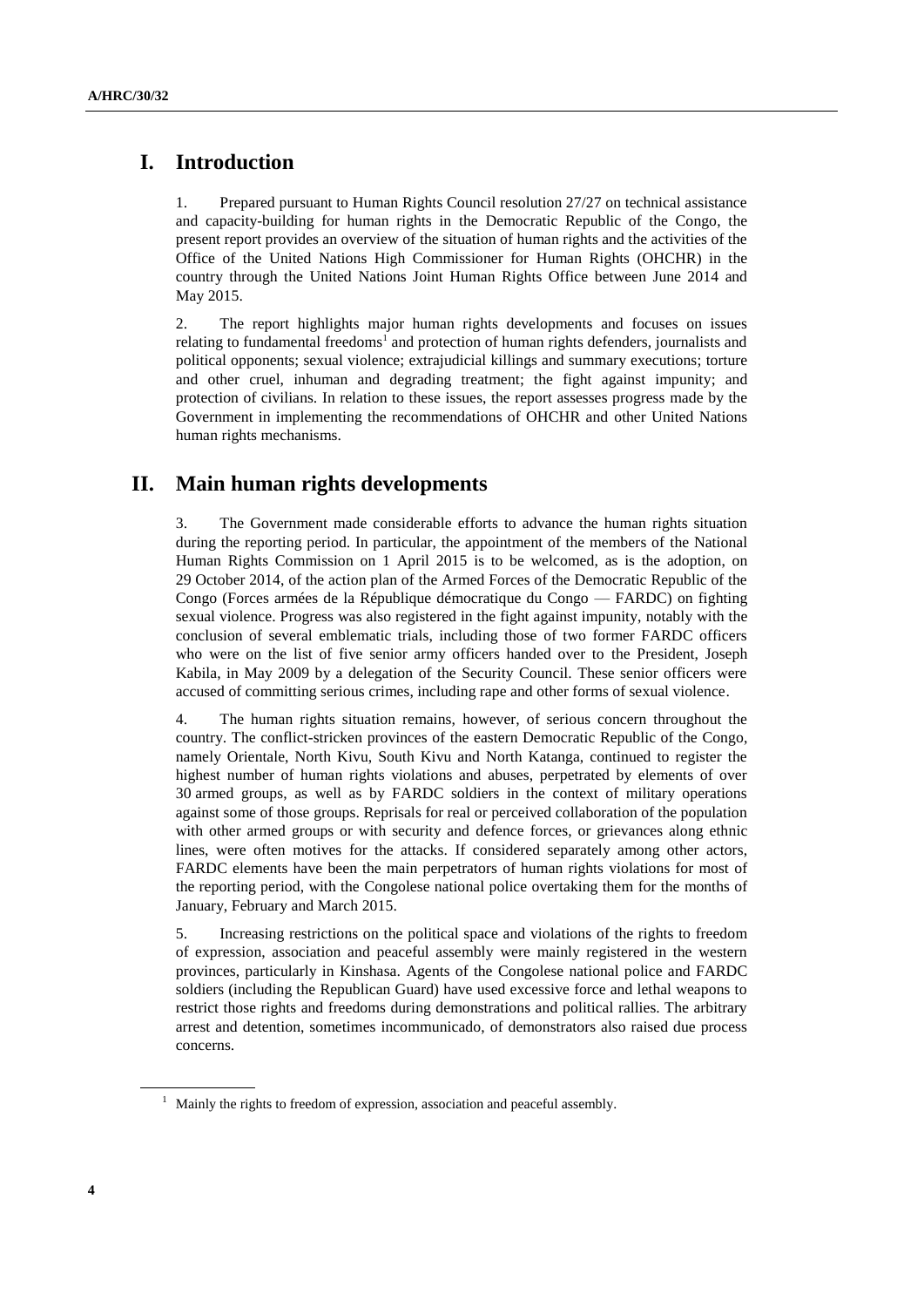# I. Introduction

1. Prepared pursuant to Human Rights Council resolution 27/27 on technical assistance and capacity-building for human rights in the Democratic Republic of the Congo, the present report provides an overview of the situation of human rights and the activities of the Office of the United Nations High Commissioner for Human Rights (OHCHR) in the country through the United Nations Joint Human Rights Office between June 2014 and May 2015.

2. The report highlights major human rights developments and focuses on issues relating to fundamental freedoms[1] and protection of human rights defenders, journalists and political opponents; sexual violence; extrajudicial killings and summary executions; torture and other cruel, inhuman and degrading treatment; the fight against impunity; and protection of civilians. In relation to these issues, the report assesses progress made by the Government in implementing the recommendations of OHCHR and other United Nations human rights mechanisms.

# II. Main human rights developments

3. The Government made considerable efforts to advance the human rights situation during the reporting period. In particular, the appointment of the members of the National Human Rights Commission on 1 April 2015 is to be welcomed, as is the adoption, on 29 October 2014, of the action plan of the Armed Forces of the Democratic Republic of the Congo (Forces armées de la République démocratique du Congo — FARDC) on fighting sexual violence. Progress was also registered in the fight against impunity, notably with the conclusion of several emblematic trials, including those of two former FARDC officers who were on the list of five senior army officers handed over to the President, Joseph Kabila, in May 2009 by a delegation of the Security Council. These senior officers were accused of committing serious crimes, including rape and other forms of sexual violence.

4. The human rights situation remains, however, of serious concern throughout the country. The conflict-stricken provinces of the eastern Democratic Republic of the Congo, namely Orientale, North Kivu, South Kivu and North Katanga, continued to register the highest number of human rights violations and abuses, perpetrated by elements of over 30 armed groups, as well as by FARDC soldiers in the context of military operations against some of those groups. Reprisals for real or perceived collaboration of the population with other armed groups or with security and defence forces, or grievances along ethnic lines, were often motives for the attacks. If considered separately among other actors, FARDC elements have been the main perpetrators of human rights violations for most of the reporting period, with the Congolese national police overtaking them for the months of January, February and March 2015.

5. Increasing restrictions on the political space and violations of the rights to freedom of expression, association and peaceful assembly were mainly registered in the western provinces, particularly in Kinshasa. Agents of the Congolese national police and FARDC soldiers (including the Republican Guard) have used excessive force and lethal weapons to restrict those rights and freedoms during demonstrations and political rallies. The arbitrary arrest and detention, sometimes incommunicado, of demonstrators also raised due process concerns.

[1] Mainly the rights to freedom of expression, association and peaceful assembly.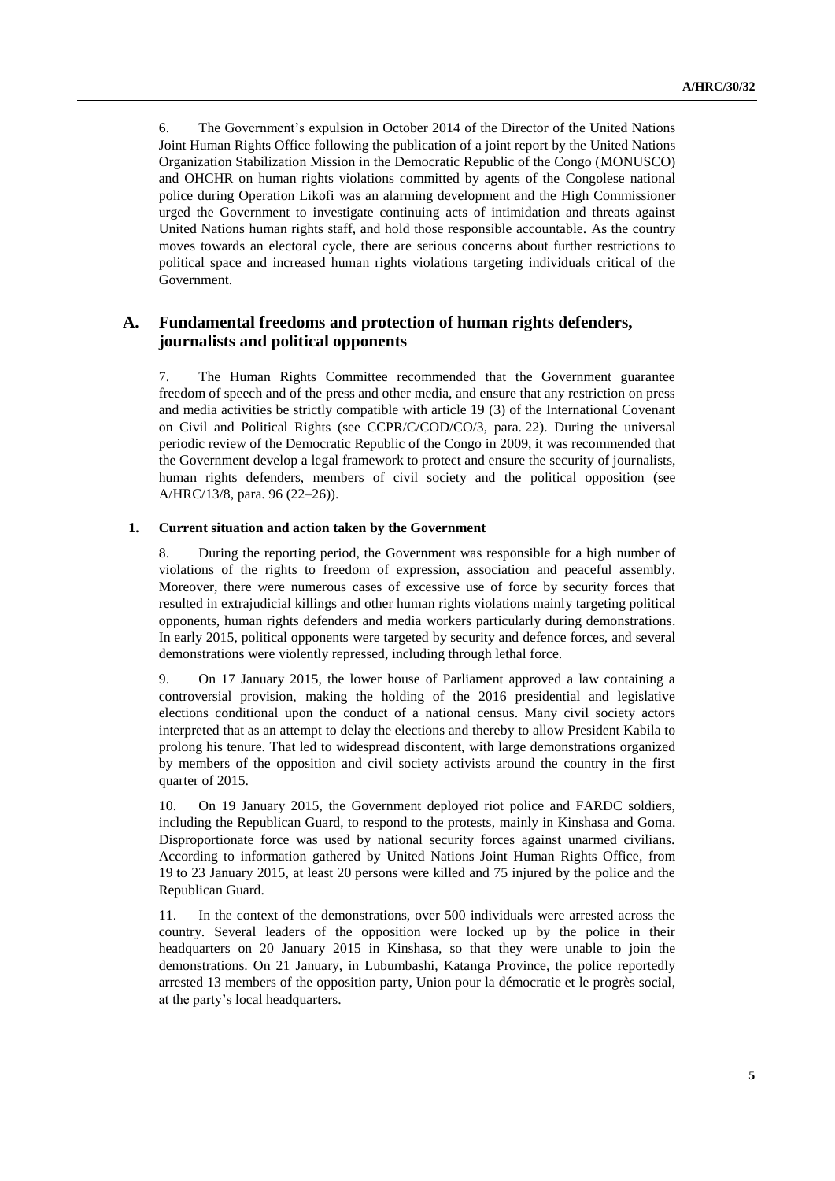6. The Government's expulsion in October 2014 of the Director of the United Nations Joint Human Rights Office following the publication of a joint report by the United Nations Organization Stabilization Mission in the Democratic Republic of the Congo (MONUSCO) and OHCHR on human rights violations committed by agents of the Congolese national police during Operation Likofi was an alarming development and the High Commissioner urged the Government to investigate continuing acts of intimidation and threats against United Nations human rights staff, and hold those responsible accountable. As the country moves towards an electoral cycle, there are serious concerns about further restrictions to political space and increased human rights violations targeting individuals critical of the Government.

## A. Fundamental freedoms and protection of human rights defenders, journalists and political opponents

7. The Human Rights Committee recommended that the Government guarantee freedom of speech and of the press and other media, and ensure that any restriction on press and media activities be strictly compatible with article 19 (3) of the International Covenant on Civil and Political Rights (see CCPR/C/COD/CO/3, para. 22). During the universal periodic review of the Democratic Republic of the Congo in 2009, it was recommended that the Government develop a legal framework to protect and ensure the security of journalists, human rights defenders, members of civil society and the political opposition (see A/HRC/13/8, para. 96 (22–26)).

### 1. Current situation and action taken by the Government

8. During the reporting period, the Government was responsible for a high number of violations of the rights to freedom of expression, association and peaceful assembly. Moreover, there were numerous cases of excessive use of force by security forces that resulted in extrajudicial killings and other human rights violations mainly targeting political opponents, human rights defenders and media workers particularly during demonstrations. In early 2015, political opponents were targeted by security and defence forces, and several demonstrations were violently repressed, including through lethal force.

9. On 17 January 2015, the lower house of Parliament approved a law containing a controversial provision, making the holding of the 2016 presidential and legislative elections conditional upon the conduct of a national census. Many civil society actors interpreted that as an attempt to delay the elections and thereby to allow President Kabila to prolong his tenure. That led to widespread discontent, with large demonstrations organized by members of the opposition and civil society activists around the country in the first quarter of 2015.

10. On 19 January 2015, the Government deployed riot police and FARDC soldiers, including the Republican Guard, to respond to the protests, mainly in Kinshasa and Goma. Disproportionate force was used by national security forces against unarmed civilians. According to information gathered by United Nations Joint Human Rights Office, from 19 to 23 January 2015, at least 20 persons were killed and 75 injured by the police and the Republican Guard.

11. In the context of the demonstrations, over 500 individuals were arrested across the country. Several leaders of the opposition were locked up by the police in their headquarters on 20 January 2015 in Kinshasa, so that they were unable to join the demonstrations. On 21 January, in Lubumbashi, Katanga Province, the police reportedly arrested 13 members of the opposition party, Union pour la démocratie et le progrès social, at the party's local headquarters.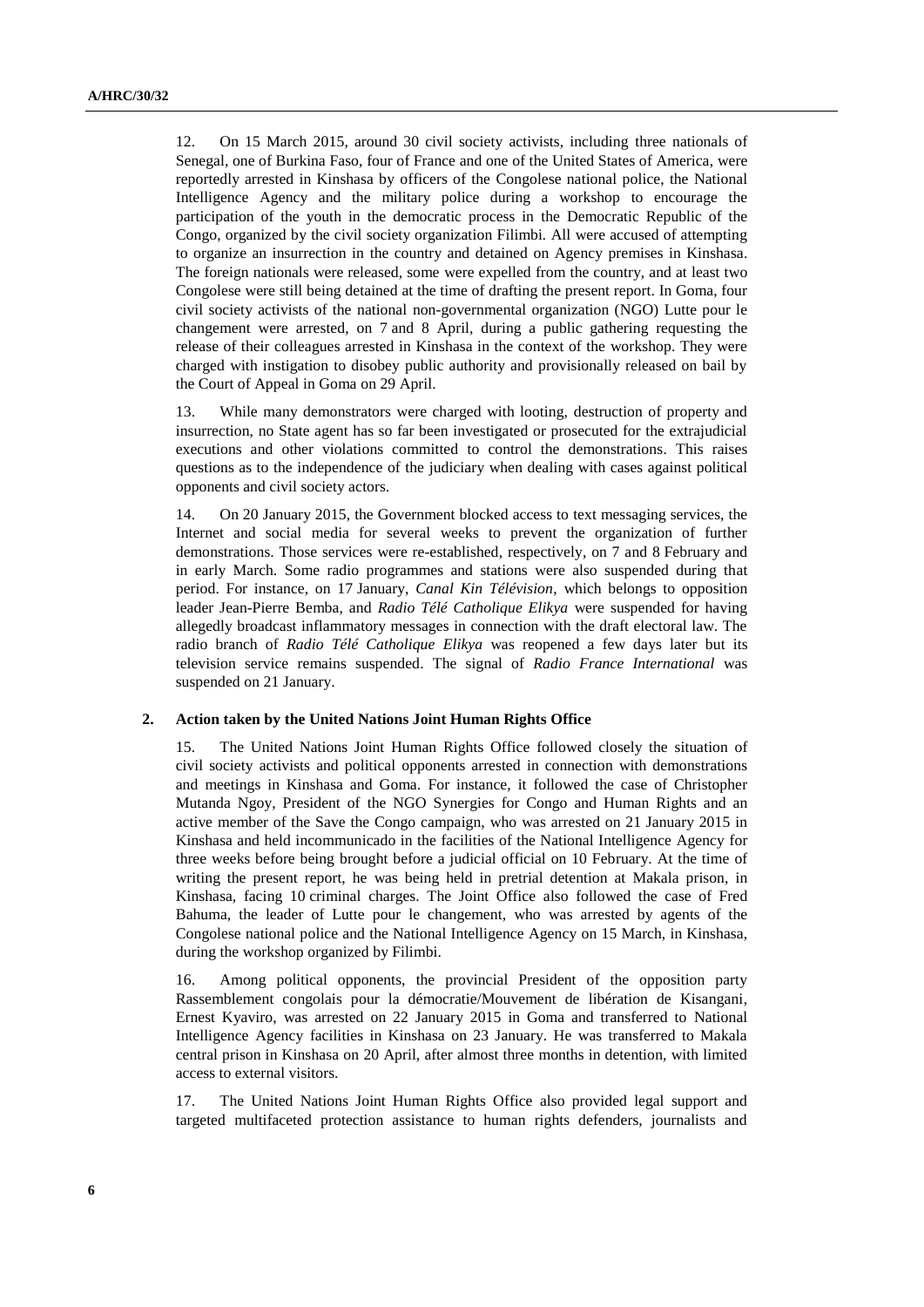12. On 15 March 2015, around 30 civil society activists, including three nationals of Senegal, one of Burkina Faso, four of France and one of the United States of America, were reportedly arrested in Kinshasa by officers of the Congolese national police, the National Intelligence Agency and the military police during a workshop to encourage the participation of the youth in the democratic process in the Democratic Republic of the Congo, organized by the civil society organization Filimbi. All were accused of attempting to organize an insurrection in the country and detained on Agency premises in Kinshasa. The foreign nationals were released, some were expelled from the country, and at least two Congolese were still being detained at the time of drafting the present report. In Goma, four civil society activists of the national non-governmental organization (NGO) Lutte pour le changement were arrested, on 7 and 8 April, during a public gathering requesting the release of their colleagues arrested in Kinshasa in the context of the workshop. They were charged with instigation to disobey public authority and provisionally released on bail by the Court of Appeal in Goma on 29 April.

13. While many demonstrators were charged with looting, destruction of property and insurrection, no State agent has so far been investigated or prosecuted for the extrajudicial executions and other violations committed to control the demonstrations. This raises questions as to the independence of the judiciary when dealing with cases against political opponents and civil society actors.

14. On 20 January 2015, the Government blocked access to text messaging services, the Internet and social media for several weeks to prevent the organization of further demonstrations. Those services were re-established, respectively, on 7 and 8 February and in early March. Some radio programmes and stations were also suspended during that period. For instance, on 17 January, *Canal Kin Télévision*, which belongs to opposition leader Jean-Pierre Bemba, and *Radio Télé Catholique Elikya* were suspended for having allegedly broadcast inflammatory messages in connection with the draft electoral law. The radio branch of *Radio Télé Catholique Elikya* was reopened a few days later but its television service remains suspended. The signal of *Radio France International* was suspended on 21 January.

### 2. Action taken by the United Nations Joint Human Rights Office

15. The United Nations Joint Human Rights Office followed closely the situation of civil society activists and political opponents arrested in connection with demonstrations and meetings in Kinshasa and Goma. For instance, it followed the case of Christopher Mutanda Ngoy, President of the NGO Synergies for Congo and Human Rights and an active member of the Save the Congo campaign, who was arrested on 21 January 2015 in Kinshasa and held incommunicado in the facilities of the National Intelligence Agency for three weeks before being brought before a judicial official on 10 February. At the time of writing the present report, he was being held in pretrial detention at Makala prison, in Kinshasa, facing 10 criminal charges. The Joint Office also followed the case of Fred Bahuma, the leader of Lutte pour le changement, who was arrested by agents of the Congolese national police and the National Intelligence Agency on 15 March, in Kinshasa, during the workshop organized by Filimbi.

16. Among political opponents, the provincial President of the opposition party Rassemblement congolais pour la démocratie/Mouvement de libération de Kisangani, Ernest Kyaviro, was arrested on 22 January 2015 in Goma and transferred to National Intelligence Agency facilities in Kinshasa on 23 January. He was transferred to Makala central prison in Kinshasa on 20 April, after almost three months in detention, with limited access to external visitors.

17. The United Nations Joint Human Rights Office also provided legal support and targeted multifaceted protection assistance to human rights defenders, journalists and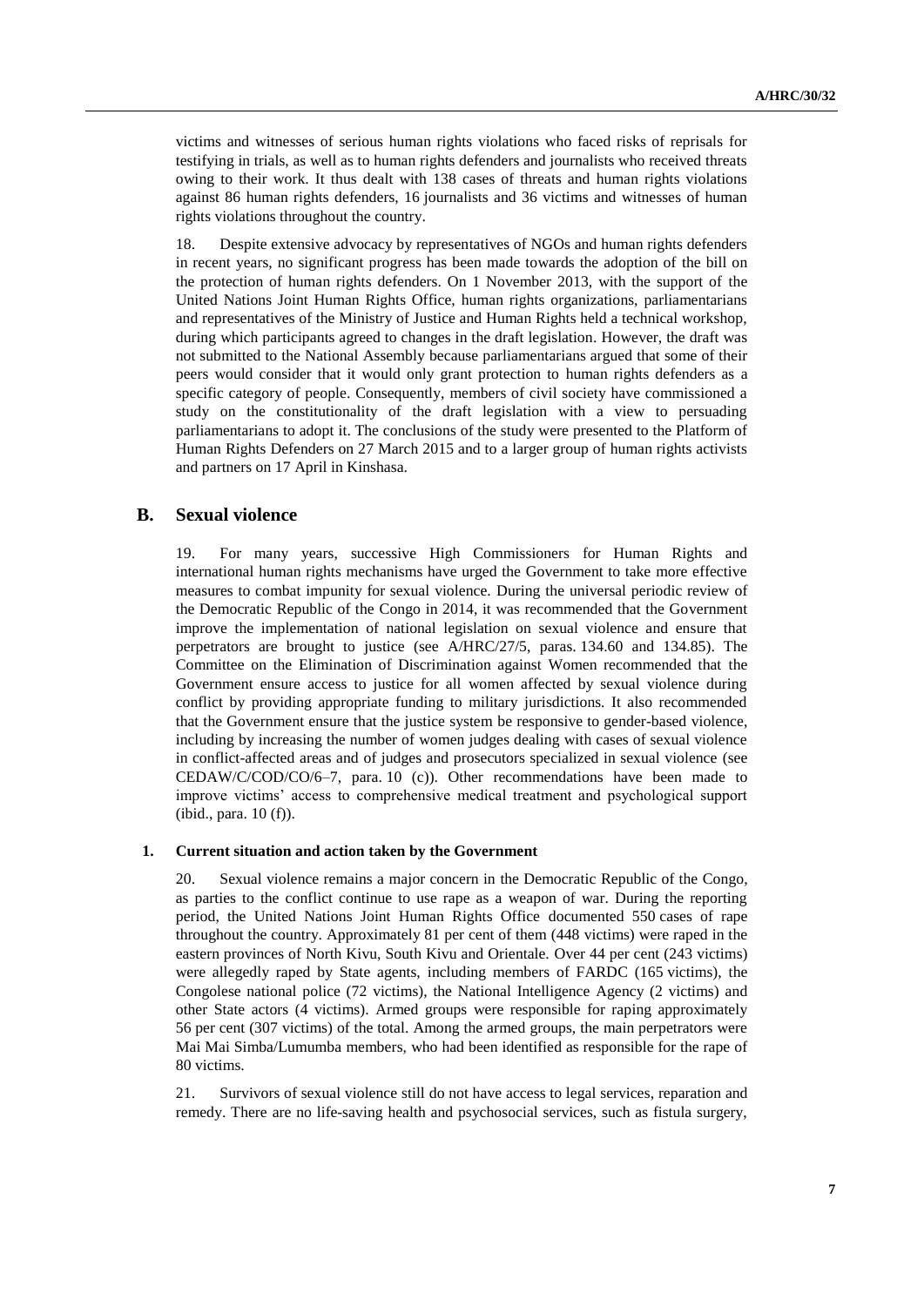victims and witnesses of serious human rights violations who faced risks of reprisals for testifying in trials, as well as to human rights defenders and journalists who received threats owing to their work. It thus dealt with 138 cases of threats and human rights violations against 86 human rights defenders, 16 journalists and 36 victims and witnesses of human rights violations throughout the country.

18. Despite extensive advocacy by representatives of NGOs and human rights defenders in recent years, no significant progress has been made towards the adoption of the bill on the protection of human rights defenders. On 1 November 2013, with the support of the United Nations Joint Human Rights Office, human rights organizations, parliamentarians and representatives of the Ministry of Justice and Human Rights held a technical workshop, during which participants agreed to changes in the draft legislation. However, the draft was not submitted to the National Assembly because parliamentarians argued that some of their peers would consider that it would only grant protection to human rights defenders as a specific category of people. Consequently, members of civil society have commissioned a study on the constitutionality of the draft legislation with a view to persuading parliamentarians to adopt it. The conclusions of the study were presented to the Platform of Human Rights Defenders on 27 March 2015 and to a larger group of human rights activists and partners on 17 April in Kinshasa.

## B. Sexual violence

19. For many years, successive High Commissioners for Human Rights and international human rights mechanisms have urged the Government to take more effective measures to combat impunity for sexual violence. During the universal periodic review of the Democratic Republic of the Congo in 2014, it was recommended that the Government improve the implementation of national legislation on sexual violence and ensure that perpetrators are brought to justice (see A/HRC/27/5, paras. 134.60 and 134.85). The Committee on the Elimination of Discrimination against Women recommended that the Government ensure access to justice for all women affected by sexual violence during conflict by providing appropriate funding to military jurisdictions. It also recommended that the Government ensure that the justice system be responsive to gender-based violence, including by increasing the number of women judges dealing with cases of sexual violence in conflict-affected areas and of judges and prosecutors specialized in sexual violence (see CEDAW/C/COD/CO/6–7, para. 10 (c)). Other recommendations have been made to improve victims' access to comprehensive medical treatment and psychological support (ibid., para. 10 (f)).

### 1. Current situation and action taken by the Government

20. Sexual violence remains a major concern in the Democratic Republic of the Congo, as parties to the conflict continue to use rape as a weapon of war. During the reporting period, the United Nations Joint Human Rights Office documented 550 cases of rape throughout the country. Approximately 81 per cent of them (448 victims) were raped in the eastern provinces of North Kivu, South Kivu and Orientale. Over 44 per cent (243 victims) were allegedly raped by State agents, including members of FARDC (165 victims), the Congolese national police (72 victims), the National Intelligence Agency (2 victims) and other State actors (4 victims). Armed groups were responsible for raping approximately 56 per cent (307 victims) of the total. Among the armed groups, the main perpetrators were Mai Mai Simba/Lumumba members, who had been identified as responsible for the rape of 80 victims.

21. Survivors of sexual violence still do not have access to legal services, reparation and remedy. There are no life-saving health and psychosocial services, such as fistula surgery,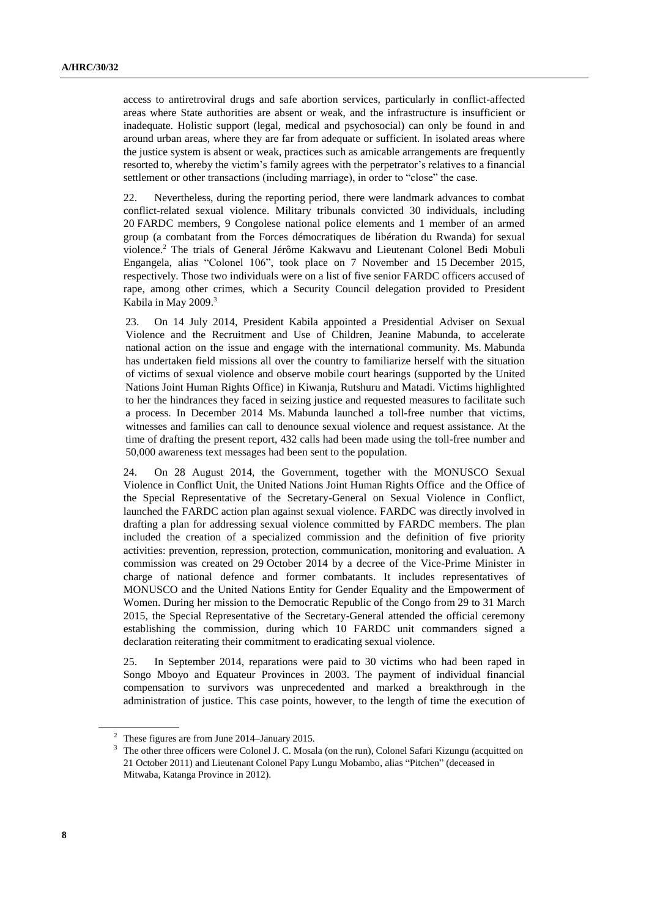access to antiretroviral drugs and safe abortion services, particularly in conflict-affected areas where State authorities are absent or weak, and the infrastructure is insufficient or inadequate. Holistic support (legal, medical and psychosocial) can only be found in and around urban areas, where they are far from adequate or sufficient. In isolated areas where the justice system is absent or weak, practices such as amicable arrangements are frequently resorted to, whereby the victim's family agrees with the perpetrator's relatives to a financial settlement or other transactions (including marriage), in order to "close" the case.

22. Nevertheless, during the reporting period, there were landmark advances to combat conflict-related sexual violence. Military tribunals convicted 30 individuals, including 20 FARDC members, 9 Congolese national police elements and 1 member of an armed group (a combatant from the Forces démocratiques de libération du Rwanda) for sexual violence.[2] The trials of General Jérôme Kakwavu and Lieutenant Colonel Bedi Mobuli Engangela, alias "Colonel 106", took place on 7 November and 15 December 2015, respectively. Those two individuals were on a list of five senior FARDC officers accused of rape, among other crimes, which a Security Council delegation provided to President Kabila in May 2009.[3]

23. On 14 July 2014, President Kabila appointed a Presidential Adviser on Sexual Violence and the Recruitment and Use of Children, Jeanine Mabunda, to accelerate national action on the issue and engage with the international community. Ms. Mabunda has undertaken field missions all over the country to familiarize herself with the situation of victims of sexual violence and observe mobile court hearings (supported by the United Nations Joint Human Rights Office) in Kiwanja, Rutshuru and Matadi. Victims highlighted to her the hindrances they faced in seizing justice and requested measures to facilitate such a process. In December 2014 Ms. Mabunda launched a toll-free number that victims, witnesses and families can call to denounce sexual violence and request assistance. At the time of drafting the present report, 432 calls had been made using the toll-free number and 50,000 awareness text messages had been sent to the population.

24. On 28 August 2014, the Government, together with the MONUSCO Sexual Violence in Conflict Unit, the United Nations Joint Human Rights Office and the Office of the Special Representative of the Secretary-General on Sexual Violence in Conflict, launched the FARDC action plan against sexual violence. FARDC was directly involved in drafting a plan for addressing sexual violence committed by FARDC members. The plan included the creation of a specialized commission and the definition of five priority activities: prevention, repression, protection, communication, monitoring and evaluation. A commission was created on 29 October 2014 by a decree of the Vice-Prime Minister in charge of national defence and former combatants. It includes representatives of MONUSCO and the United Nations Entity for Gender Equality and the Empowerment of Women. During her mission to the Democratic Republic of the Congo from 29 to 31 March 2015, the Special Representative of the Secretary-General attended the official ceremony establishing the commission, during which 10 FARDC unit commanders signed a declaration reiterating their commitment to eradicating sexual violence.

25. In September 2014, reparations were paid to 30 victims who had been raped in Songo Mboyo and Equateur Provinces in 2003. The payment of individual financial compensation to survivors was unprecedented and marked a breakthrough in the administration of justice. This case points, however, to the length of time the execution of

---

[2] These figures are from June 2014–January 2015.

[3] The other three officers were Colonel J. C. Mosala (on the run), Colonel Safari Kizungu (acquitted on 21 October 2011) and Lieutenant Colonel Papy Lungu Mobambo, alias "Pitchen" (deceased in Mitwaba, Katanga Province in 2012).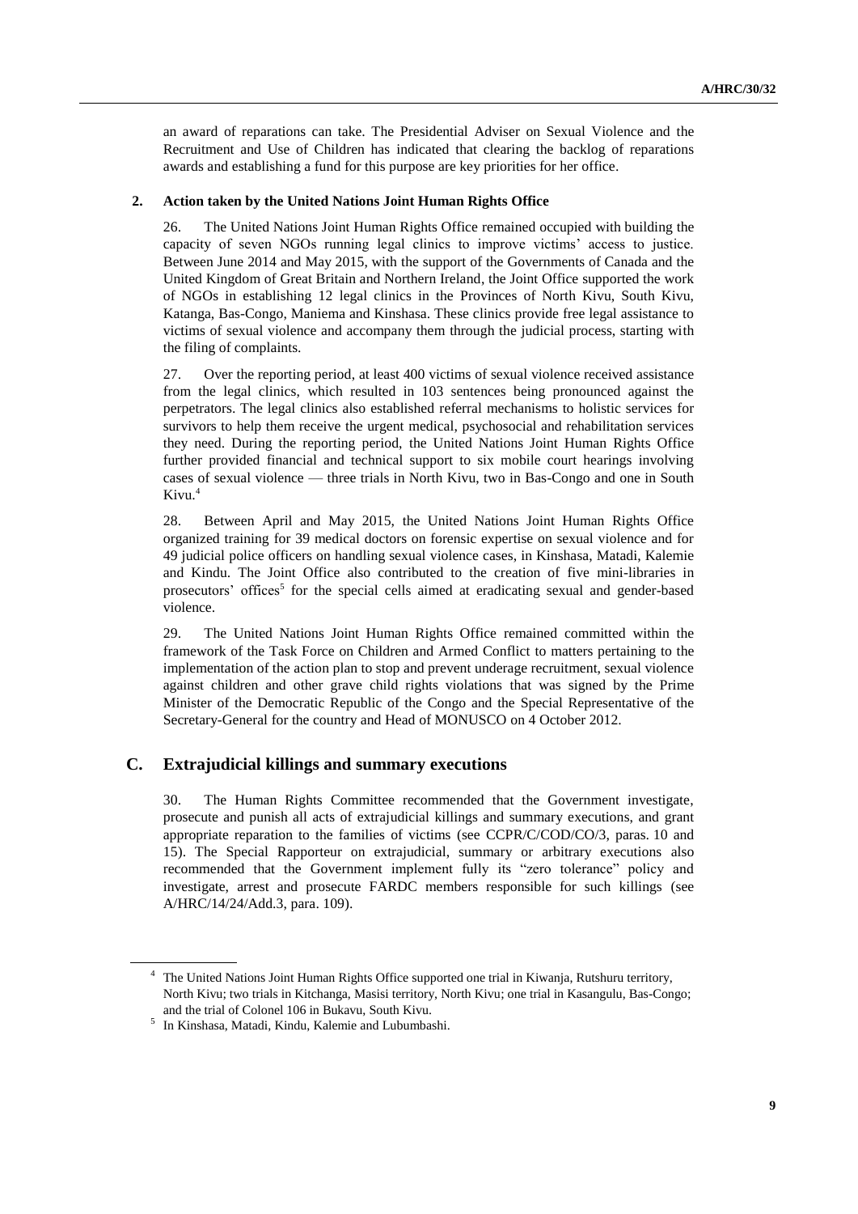an award of reparations can take. The Presidential Adviser on Sexual Violence and the Recruitment and Use of Children has indicated that clearing the backlog of reparations awards and establishing a fund for this purpose are key priorities for her office.

### 2. Action taken by the United Nations Joint Human Rights Office

26. The United Nations Joint Human Rights Office remained occupied with building the capacity of seven NGOs running legal clinics to improve victims' access to justice. Between June 2014 and May 2015, with the support of the Governments of Canada and the United Kingdom of Great Britain and Northern Ireland, the Joint Office supported the work of NGOs in establishing 12 legal clinics in the Provinces of North Kivu, South Kivu, Katanga, Bas-Congo, Maniema and Kinshasa. These clinics provide free legal assistance to victims of sexual violence and accompany them through the judicial process, starting with the filing of complaints.

27. Over the reporting period, at least 400 victims of sexual violence received assistance from the legal clinics, which resulted in 103 sentences being pronounced against the perpetrators. The legal clinics also established referral mechanisms to holistic services for survivors to help them receive the urgent medical, psychosocial and rehabilitation services they need. During the reporting period, the United Nations Joint Human Rights Office further provided financial and technical support to six mobile court hearings involving cases of sexual violence — three trials in North Kivu, two in Bas-Congo and one in South Kivu.[4]

28. Between April and May 2015, the United Nations Joint Human Rights Office organized training for 39 medical doctors on forensic expertise on sexual violence and for 49 judicial police officers on handling sexual violence cases, in Kinshasa, Matadi, Kalemie and Kindu. The Joint Office also contributed to the creation of five mini-libraries in prosecutors' offices[5] for the special cells aimed at eradicating sexual and gender-based violence.

29. The United Nations Joint Human Rights Office remained committed within the framework of the Task Force on Children and Armed Conflict to matters pertaining to the implementation of the action plan to stop and prevent underage recruitment, sexual violence against children and other grave child rights violations that was signed by the Prime Minister of the Democratic Republic of the Congo and the Special Representative of the Secretary-General for the country and Head of MONUSCO on 4 October 2012.

## C. Extrajudicial killings and summary executions

30. The Human Rights Committee recommended that the Government investigate, prosecute and punish all acts of extrajudicial killings and summary executions, and grant appropriate reparation to the families of victims (see CCPR/C/COD/CO/3, paras. 10 and 15). The Special Rapporteur on extrajudicial, summary or arbitrary executions also recommended that the Government implement fully its "zero tolerance" policy and investigate, arrest and prosecute FARDC members responsible for such killings (see A/HRC/14/24/Add.3, para. 109).

---

[4] The United Nations Joint Human Rights Office supported one trial in Kiwanja, Rutshuru territory, North Kivu; two trials in Kitchanga, Masisi territory, North Kivu; one trial in Kasangulu, Bas-Congo; and the trial of Colonel 106 in Bukavu, South Kivu.

[5] In Kinshasa, Matadi, Kindu, Kalemie and Lubumbashi.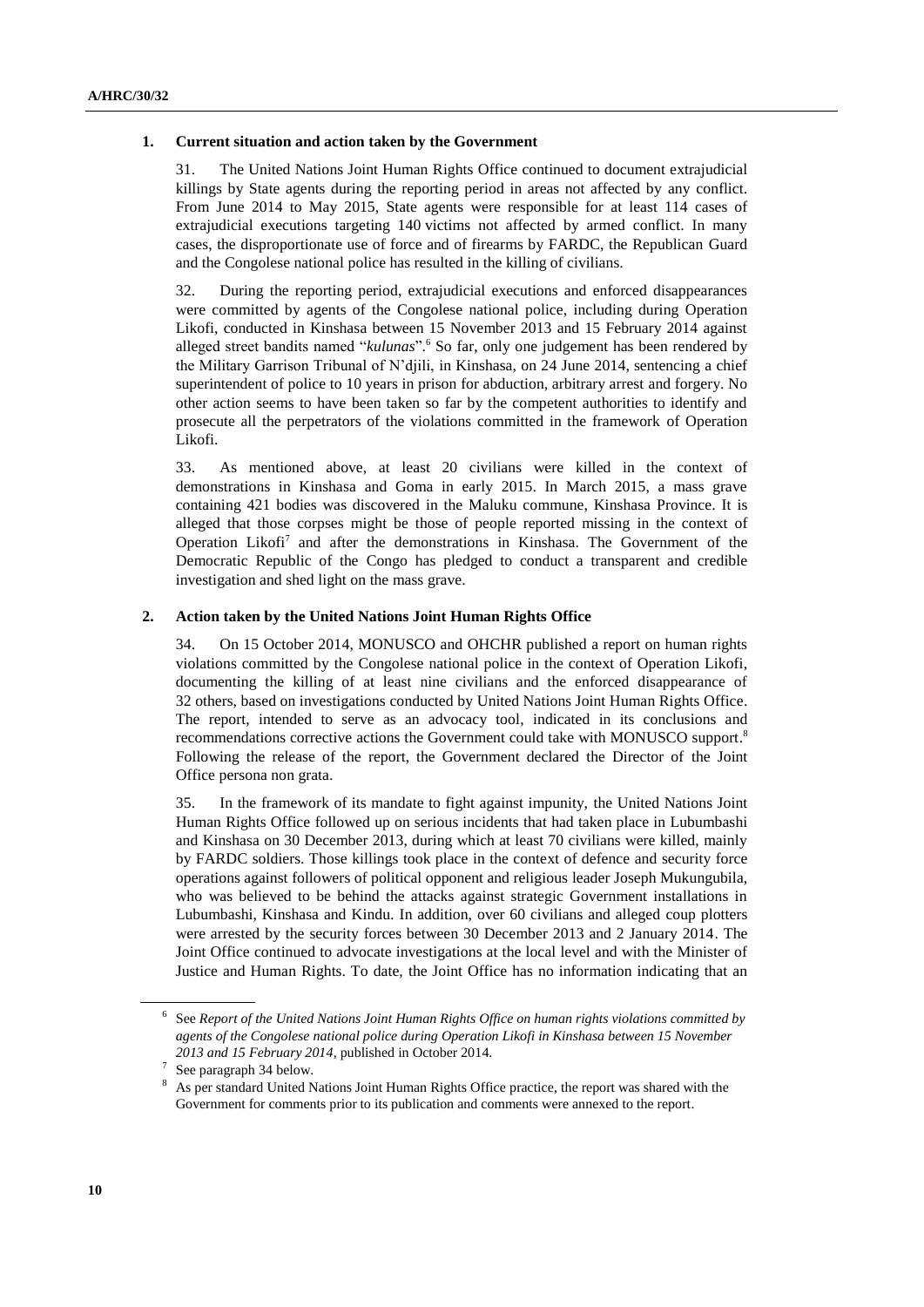### 1. Current situation and action taken by the Government

31. The United Nations Joint Human Rights Office continued to document extrajudicial killings by State agents during the reporting period in areas not affected by any conflict. From June 2014 to May 2015, State agents were responsible for at least 114 cases of extrajudicial executions targeting 140 victims not affected by armed conflict. In many cases, the disproportionate use of force and of firearms by FARDC, the Republican Guard and the Congolese national police has resulted in the killing of civilians.

32. During the reporting period, extrajudicial executions and enforced disappearances were committed by agents of the Congolese national police, including during Operation Likofi, conducted in Kinshasa between 15 November 2013 and 15 February 2014 against alleged street bandits named "*kulunas*".[6] So far, only one judgement has been rendered by the Military Garrison Tribunal of N'djili, in Kinshasa, on 24 June 2014, sentencing a chief superintendent of police to 10 years in prison for abduction, arbitrary arrest and forgery. No other action seems to have been taken so far by the competent authorities to identify and prosecute all the perpetrators of the violations committed in the framework of Operation Likofi.

33. As mentioned above, at least 20 civilians were killed in the context of demonstrations in Kinshasa and Goma in early 2015. In March 2015, a mass grave containing 421 bodies was discovered in the Maluku commune, Kinshasa Province. It is alleged that those corpses might be those of people reported missing in the context of Operation Likofi[7] and after the demonstrations in Kinshasa. The Government of the Democratic Republic of the Congo has pledged to conduct a transparent and credible investigation and shed light on the mass grave.

### 2. Action taken by the United Nations Joint Human Rights Office

34. On 15 October 2014, MONUSCO and OHCHR published a report on human rights violations committed by the Congolese national police in the context of Operation Likofi, documenting the killing of at least nine civilians and the enforced disappearance of 32 others, based on investigations conducted by United Nations Joint Human Rights Office. The report, intended to serve as an advocacy tool, indicated in its conclusions and recommendations corrective actions the Government could take with MONUSCO support.[8] Following the release of the report, the Government declared the Director of the Joint Office persona non grata.

35. In the framework of its mandate to fight against impunity, the United Nations Joint Human Rights Office followed up on serious incidents that had taken place in Lubumbashi and Kinshasa on 30 December 2013, during which at least 70 civilians were killed, mainly by FARDC soldiers. Those killings took place in the context of defence and security force operations against followers of political opponent and religious leader Joseph Mukungubila, who was believed to be behind the attacks against strategic Government installations in Lubumbashi, Kinshasa and Kindu. In addition, over 60 civilians and alleged coup plotters were arrested by the security forces between 30 December 2013 and 2 January 2014. The Joint Office continued to advocate investigations at the local level and with the Minister of Justice and Human Rights. To date, the Joint Office has no information indicating that an

---

[6] See *Report of the United Nations Joint Human Rights Office on human rights violations committed by agents of the Congolese national police during Operation Likofi in Kinshasa between 15 November 2013 and 15 February 2014*, published in October 2014.

[7] See paragraph 34 below.

[8] As per standard United Nations Joint Human Rights Office practice, the report was shared with the Government for comments prior to its publication and comments were annexed to the report.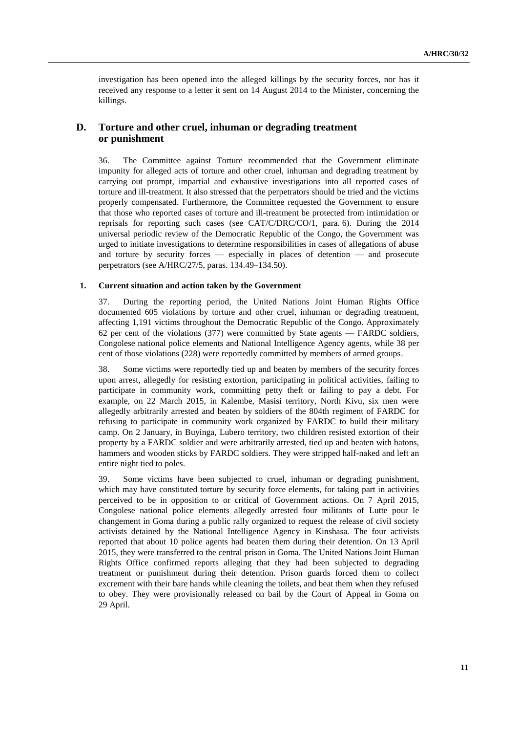investigation has been opened into the alleged killings by the security forces, nor has it received any response to a letter it sent on 14 August 2014 to the Minister, concerning the killings.

## D. Torture and other cruel, inhuman or degrading treatment or punishment

36. The Committee against Torture recommended that the Government eliminate impunity for alleged acts of torture and other cruel, inhuman and degrading treatment by carrying out prompt, impartial and exhaustive investigations into all reported cases of torture and ill-treatment. It also stressed that the perpetrators should be tried and the victims properly compensated. Furthermore, the Committee requested the Government to ensure that those who reported cases of torture and ill-treatment be protected from intimidation or reprisals for reporting such cases (see CAT/C/DRC/CO/1, para. 6). During the 2014 universal periodic review of the Democratic Republic of the Congo, the Government was urged to initiate investigations to determine responsibilities in cases of allegations of abuse and torture by security forces — especially in places of detention — and prosecute perpetrators (see A/HRC/27/5, paras. 134.49–134.50).

### 1. Current situation and action taken by the Government

37. During the reporting period, the United Nations Joint Human Rights Office documented 605 violations by torture and other cruel, inhuman or degrading treatment, affecting 1,191 victims throughout the Democratic Republic of the Congo. Approximately 62 per cent of the violations (377) were committed by State agents — FARDC soldiers, Congolese national police elements and National Intelligence Agency agents, while 38 per cent of those violations (228) were reportedly committed by members of armed groups.

38. Some victims were reportedly tied up and beaten by members of the security forces upon arrest, allegedly for resisting extortion, participating in political activities, failing to participate in community work, committing petty theft or failing to pay a debt. For example, on 22 March 2015, in Kalembe, Masisi territory, North Kivu, six men were allegedly arbitrarily arrested and beaten by soldiers of the 804th regiment of FARDC for refusing to participate in community work organized by FARDC to build their military camp. On 2 January, in Buyinga, Lubero territory, two children resisted extortion of their property by a FARDC soldier and were arbitrarily arrested, tied up and beaten with batons, hammers and wooden sticks by FARDC soldiers. They were stripped half-naked and left an entire night tied to poles.

39. Some victims have been subjected to cruel, inhuman or degrading punishment, which may have constituted torture by security force elements, for taking part in activities perceived to be in opposition to or critical of Government actions. On 7 April 2015, Congolese national police elements allegedly arrested four militants of Lutte pour le changement in Goma during a public rally organized to request the release of civil society activists detained by the National Intelligence Agency in Kinshasa. The four activists reported that about 10 police agents had beaten them during their detention. On 13 April 2015, they were transferred to the central prison in Goma. The United Nations Joint Human Rights Office confirmed reports alleging that they had been subjected to degrading treatment or punishment during their detention. Prison guards forced them to collect excrement with their bare hands while cleaning the toilets, and beat them when they refused to obey. They were provisionally released on bail by the Court of Appeal in Goma on 29 April.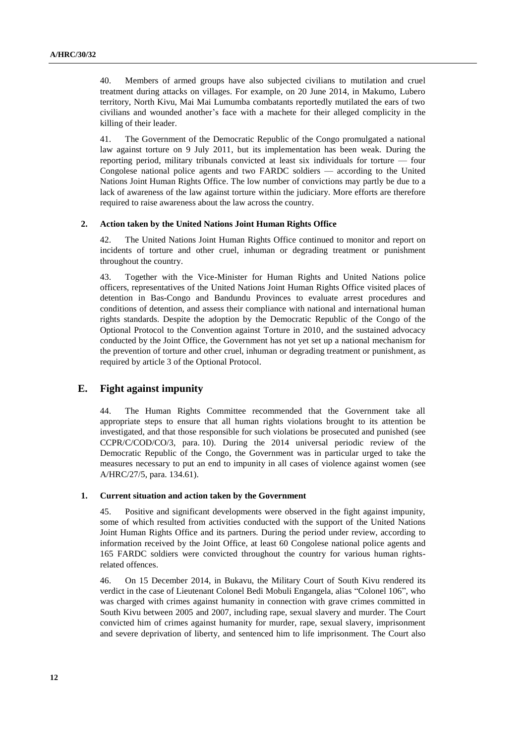40. Members of armed groups have also subjected civilians to mutilation and cruel treatment during attacks on villages. For example, on 20 June 2014, in Makumo, Lubero territory, North Kivu, Mai Mai Lumumba combatants reportedly mutilated the ears of two civilians and wounded another's face with a machete for their alleged complicity in the killing of their leader.

41. The Government of the Democratic Republic of the Congo promulgated a national law against torture on 9 July 2011, but its implementation has been weak. During the reporting period, military tribunals convicted at least six individuals for torture — four Congolese national police agents and two FARDC soldiers — according to the United Nations Joint Human Rights Office. The low number of convictions may partly be due to a lack of awareness of the law against torture within the judiciary. More efforts are therefore required to raise awareness about the law across the country.

### 2. Action taken by the United Nations Joint Human Rights Office

42. The United Nations Joint Human Rights Office continued to monitor and report on incidents of torture and other cruel, inhuman or degrading treatment or punishment throughout the country.

43. Together with the Vice-Minister for Human Rights and United Nations police officers, representatives of the United Nations Joint Human Rights Office visited places of detention in Bas-Congo and Bandundu Provinces to evaluate arrest procedures and conditions of detention, and assess their compliance with national and international human rights standards. Despite the adoption by the Democratic Republic of the Congo of the Optional Protocol to the Convention against Torture in 2010, and the sustained advocacy conducted by the Joint Office, the Government has not yet set up a national mechanism for the prevention of torture and other cruel, inhuman or degrading treatment or punishment, as required by article 3 of the Optional Protocol.

## E. Fight against impunity

44. The Human Rights Committee recommended that the Government take all appropriate steps to ensure that all human rights violations brought to its attention be investigated, and that those responsible for such violations be prosecuted and punished (see CCPR/C/COD/CO/3, para. 10). During the 2014 universal periodic review of the Democratic Republic of the Congo, the Government was in particular urged to take the measures necessary to put an end to impunity in all cases of violence against women (see A/HRC/27/5, para. 134.61).

### 1. Current situation and action taken by the Government

45. Positive and significant developments were observed in the fight against impunity, some of which resulted from activities conducted with the support of the United Nations Joint Human Rights Office and its partners. During the period under review, according to information received by the Joint Office, at least 60 Congolese national police agents and 165 FARDC soldiers were convicted throughout the country for various human rights-related offences.

46. On 15 December 2014, in Bukavu, the Military Court of South Kivu rendered its verdict in the case of Lieutenant Colonel Bedi Mobuli Engangela, alias "Colonel 106", who was charged with crimes against humanity in connection with grave crimes committed in South Kivu between 2005 and 2007, including rape, sexual slavery and murder. The Court convicted him of crimes against humanity for murder, rape, sexual slavery, imprisonment and severe deprivation of liberty, and sentenced him to life imprisonment. The Court also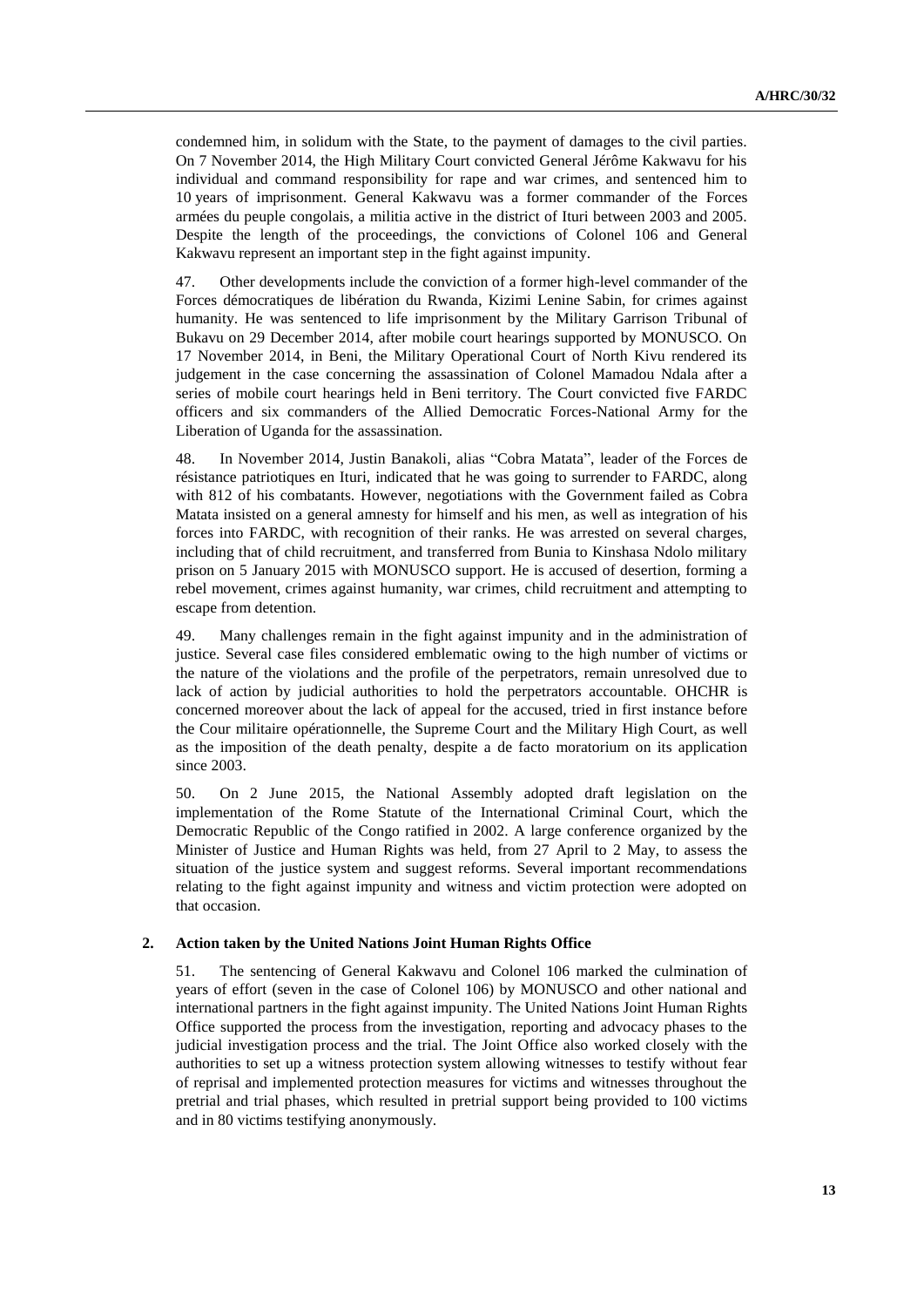condemned him, in solidum with the State, to the payment of damages to the civil parties. On 7 November 2014, the High Military Court convicted General Jérôme Kakwavu for his individual and command responsibility for rape and war crimes, and sentenced him to 10 years of imprisonment. General Kakwavu was a former commander of the Forces armées du peuple congolais, a militia active in the district of Ituri between 2003 and 2005. Despite the length of the proceedings, the convictions of Colonel 106 and General Kakwavu represent an important step in the fight against impunity.

47. Other developments include the conviction of a former high-level commander of the Forces démocratiques de libération du Rwanda, Kizimi Lenine Sabin, for crimes against humanity. He was sentenced to life imprisonment by the Military Garrison Tribunal of Bukavu on 29 December 2014, after mobile court hearings supported by MONUSCO. On 17 November 2014, in Beni, the Military Operational Court of North Kivu rendered its judgement in the case concerning the assassination of Colonel Mamadou Ndala after a series of mobile court hearings held in Beni territory. The Court convicted five FARDC officers and six commanders of the Allied Democratic Forces-National Army for the Liberation of Uganda for the assassination.

48. In November 2014, Justin Banakoli, alias "Cobra Matata", leader of the Forces de résistance patriotiques en Ituri, indicated that he was going to surrender to FARDC, along with 812 of his combatants. However, negotiations with the Government failed as Cobra Matata insisted on a general amnesty for himself and his men, as well as integration of his forces into FARDC, with recognition of their ranks. He was arrested on several charges, including that of child recruitment, and transferred from Bunia to Kinshasa Ndolo military prison on 5 January 2015 with MONUSCO support. He is accused of desertion, forming a rebel movement, crimes against humanity, war crimes, child recruitment and attempting to escape from detention.

49. Many challenges remain in the fight against impunity and in the administration of justice. Several case files considered emblematic owing to the high number of victims or the nature of the violations and the profile of the perpetrators, remain unresolved due to lack of action by judicial authorities to hold the perpetrators accountable. OHCHR is concerned moreover about the lack of appeal for the accused, tried in first instance before the Cour militaire opérationnelle, the Supreme Court and the Military High Court, as well as the imposition of the death penalty, despite a de facto moratorium on its application since 2003.

50. On 2 June 2015, the National Assembly adopted draft legislation on the implementation of the Rome Statute of the International Criminal Court, which the Democratic Republic of the Congo ratified in 2002. A large conference organized by the Minister of Justice and Human Rights was held, from 27 April to 2 May, to assess the situation of the justice system and suggest reforms. Several important recommendations relating to the fight against impunity and witness and victim protection were adopted on that occasion.

### 2. Action taken by the United Nations Joint Human Rights Office

51. The sentencing of General Kakwavu and Colonel 106 marked the culmination of years of effort (seven in the case of Colonel 106) by MONUSCO and other national and international partners in the fight against impunity. The United Nations Joint Human Rights Office supported the process from the investigation, reporting and advocacy phases to the judicial investigation process and the trial. The Joint Office also worked closely with the authorities to set up a witness protection system allowing witnesses to testify without fear of reprisal and implemented protection measures for victims and witnesses throughout the pretrial and trial phases, which resulted in pretrial support being provided to 100 victims and in 80 victims testifying anonymously.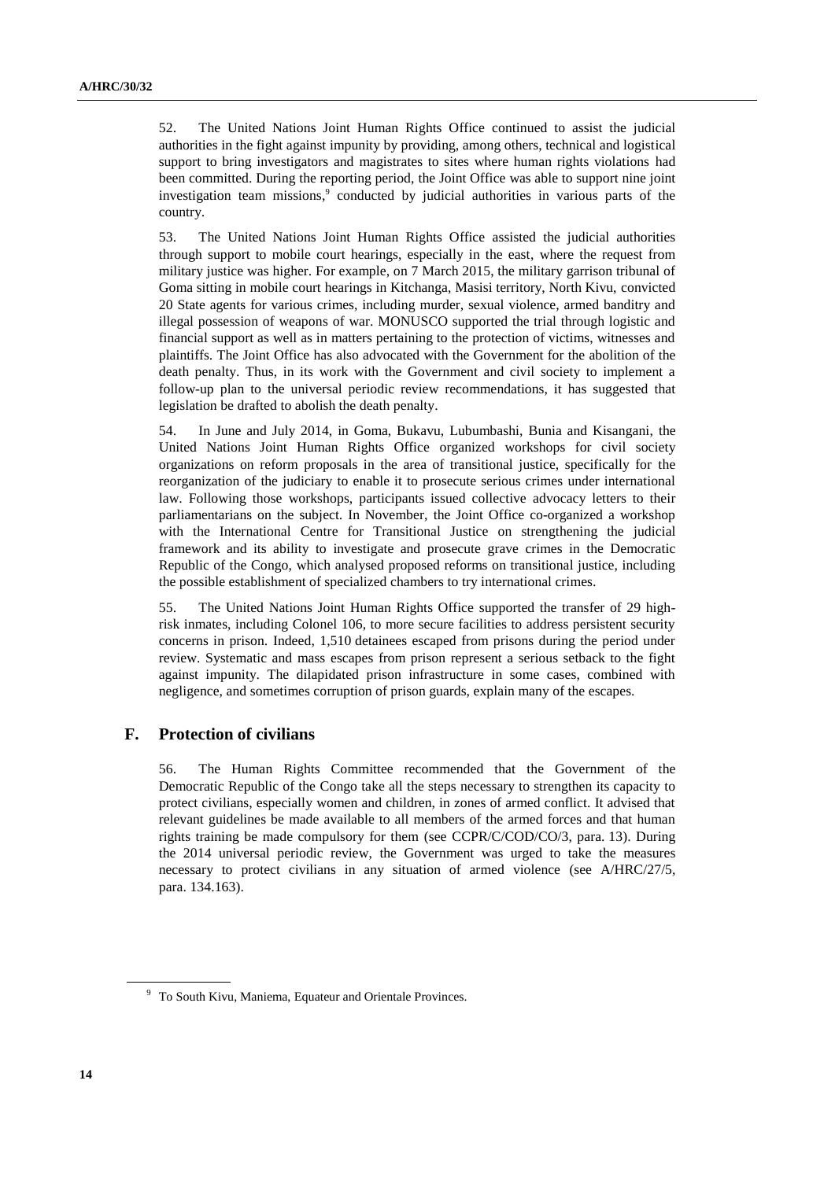52. The United Nations Joint Human Rights Office continued to assist the judicial authorities in the fight against impunity by providing, among others, technical and logistical support to bring investigators and magistrates to sites where human rights violations had been committed. During the reporting period, the Joint Office was able to support nine joint investigation team missions,[9] conducted by judicial authorities in various parts of the country.

53. The United Nations Joint Human Rights Office assisted the judicial authorities through support to mobile court hearings, especially in the east, where the request from military justice was higher. For example, on 7 March 2015, the military garrison tribunal of Goma sitting in mobile court hearings in Kitchanga, Masisi territory, North Kivu, convicted 20 State agents for various crimes, including murder, sexual violence, armed banditry and illegal possession of weapons of war. MONUSCO supported the trial through logistic and financial support as well as in matters pertaining to the protection of victims, witnesses and plaintiffs. The Joint Office has also advocated with the Government for the abolition of the death penalty. Thus, in its work with the Government and civil society to implement a follow-up plan to the universal periodic review recommendations, it has suggested that legislation be drafted to abolish the death penalty.

54. In June and July 2014, in Goma, Bukavu, Lubumbashi, Bunia and Kisangani, the United Nations Joint Human Rights Office organized workshops for civil society organizations on reform proposals in the area of transitional justice, specifically for the reorganization of the judiciary to enable it to prosecute serious crimes under international law. Following those workshops, participants issued collective advocacy letters to their parliamentarians on the subject. In November, the Joint Office co-organized a workshop with the International Centre for Transitional Justice on strengthening the judicial framework and its ability to investigate and prosecute grave crimes in the Democratic Republic of the Congo, which analysed proposed reforms on transitional justice, including the possible establishment of specialized chambers to try international crimes.

55. The United Nations Joint Human Rights Office supported the transfer of 29 high-risk inmates, including Colonel 106, to more secure facilities to address persistent security concerns in prison. Indeed, 1,510 detainees escaped from prisons during the period under review. Systematic and mass escapes from prison represent a serious setback to the fight against impunity. The dilapidated prison infrastructure in some cases, combined with negligence, and sometimes corruption of prison guards, explain many of the escapes.

## F. Protection of civilians

56. The Human Rights Committee recommended that the Government of the Democratic Republic of the Congo take all the steps necessary to strengthen its capacity to protect civilians, especially women and children, in zones of armed conflict. It advised that relevant guidelines be made available to all members of the armed forces and that human rights training be made compulsory for them (see CCPR/C/COD/CO/3, para. 13). During the 2014 universal periodic review, the Government was urged to take the measures necessary to protect civilians in any situation of armed violence (see A/HRC/27/5, para. 134.163).

[9] To South Kivu, Maniema, Equateur and Orientale Provinces.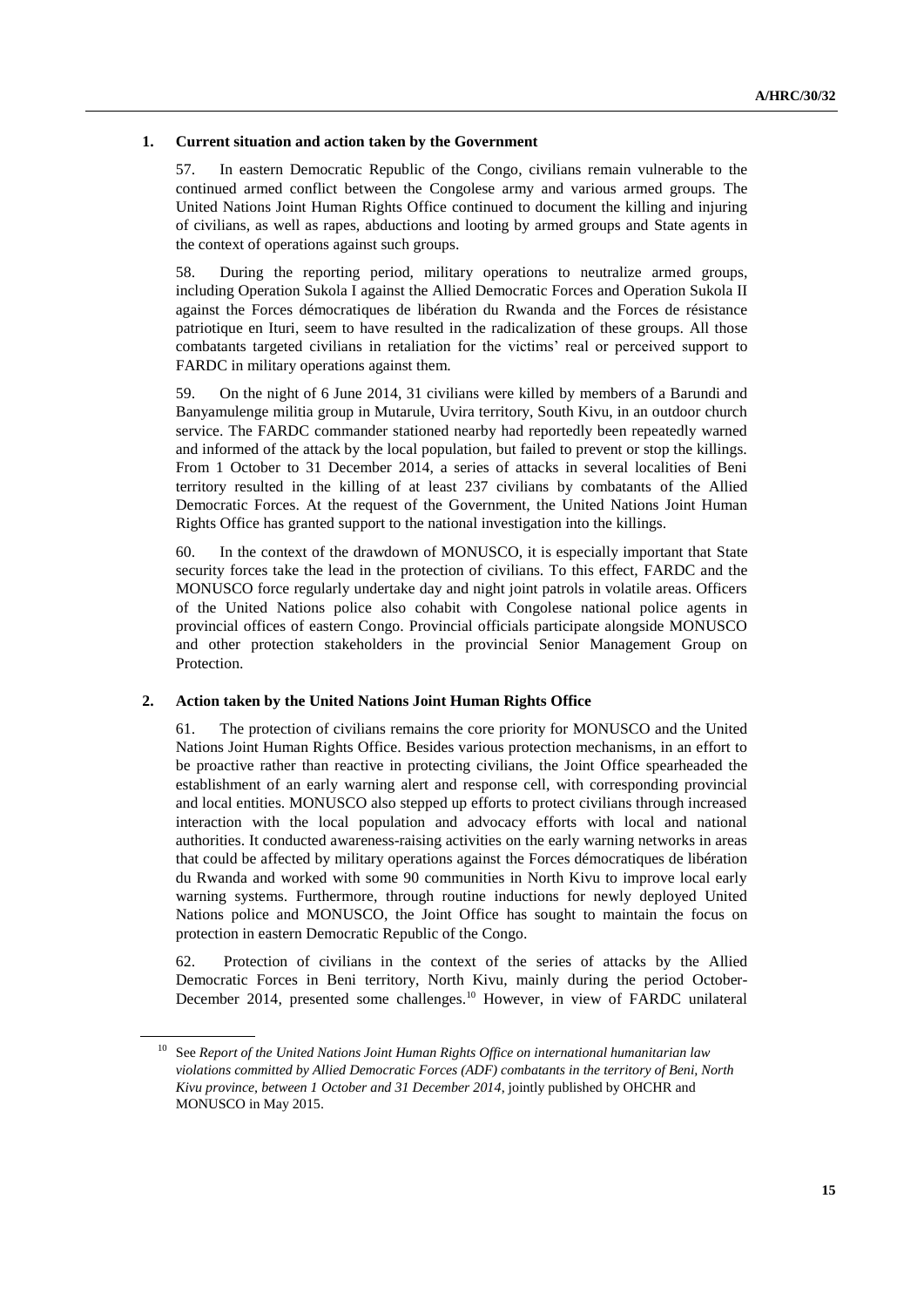### 1. Current situation and action taken by the Government

57. In eastern Democratic Republic of the Congo, civilians remain vulnerable to the continued armed conflict between the Congolese army and various armed groups. The United Nations Joint Human Rights Office continued to document the killing and injuring of civilians, as well as rapes, abductions and looting by armed groups and State agents in the context of operations against such groups.

58. During the reporting period, military operations to neutralize armed groups, including Operation Sukola I against the Allied Democratic Forces and Operation Sukola II against the Forces démocratiques de libération du Rwanda and the Forces de résistance patriotique en Ituri, seem to have resulted in the radicalization of these groups. All those combatants targeted civilians in retaliation for the victims' real or perceived support to FARDC in military operations against them.

59. On the night of 6 June 2014, 31 civilians were killed by members of a Barundi and Banyamulenge militia group in Mutarule, Uvira territory, South Kivu, in an outdoor church service. The FARDC commander stationed nearby had reportedly been repeatedly warned and informed of the attack by the local population, but failed to prevent or stop the killings. From 1 October to 31 December 2014, a series of attacks in several localities of Beni territory resulted in the killing of at least 237 civilians by combatants of the Allied Democratic Forces. At the request of the Government, the United Nations Joint Human Rights Office has granted support to the national investigation into the killings.

60. In the context of the drawdown of MONUSCO, it is especially important that State security forces take the lead in the protection of civilians. To this effect, FARDC and the MONUSCO force regularly undertake day and night joint patrols in volatile areas. Officers of the United Nations police also cohabit with Congolese national police agents in provincial offices of eastern Congo. Provincial officials participate alongside MONUSCO and other protection stakeholders in the provincial Senior Management Group on Protection.

### 2. Action taken by the United Nations Joint Human Rights Office

61. The protection of civilians remains the core priority for MONUSCO and the United Nations Joint Human Rights Office. Besides various protection mechanisms, in an effort to be proactive rather than reactive in protecting civilians, the Joint Office spearheaded the establishment of an early warning alert and response cell, with corresponding provincial and local entities. MONUSCO also stepped up efforts to protect civilians through increased interaction with the local population and advocacy efforts with local and national authorities. It conducted awareness-raising activities on the early warning networks in areas that could be affected by military operations against the Forces démocratiques de libération du Rwanda and worked with some 90 communities in North Kivu to improve local early warning systems. Furthermore, through routine inductions for newly deployed United Nations police and MONUSCO, the Joint Office has sought to maintain the focus on protection in eastern Democratic Republic of the Congo.

62. Protection of civilians in the context of the series of attacks by the Allied Democratic Forces in Beni territory, North Kivu, mainly during the period October-December 2014, presented some challenges.[10] However, in view of FARDC unilateral

---

[10] See *Report of the United Nations Joint Human Rights Office on international humanitarian law violations committed by Allied Democratic Forces (ADF) combatants in the territory of Beni, North Kivu province, between 1 October and 31 December 2014*, jointly published by OHCHR and MONUSCO in May 2015.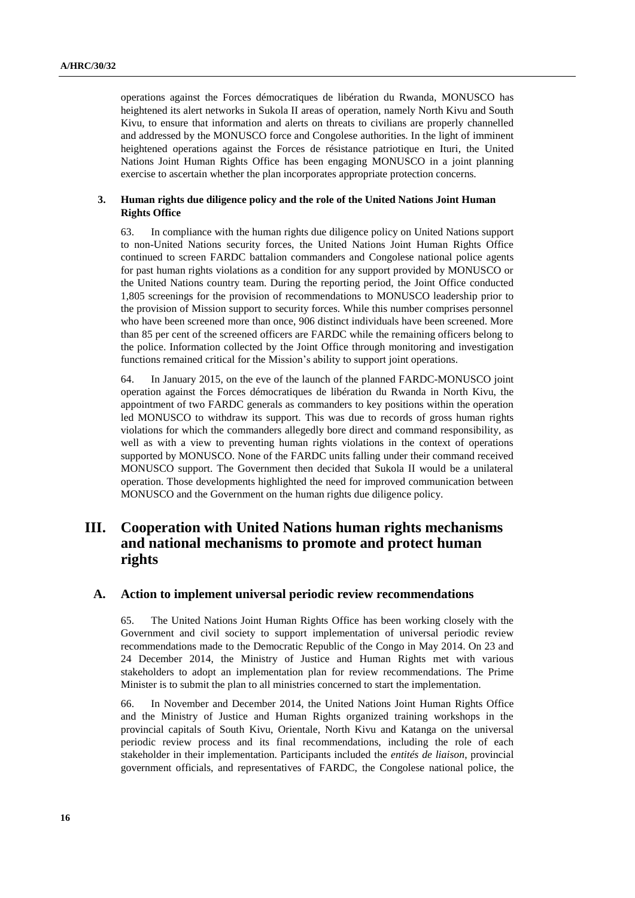operations against the Forces démocratiques de libération du Rwanda, MONUSCO has heightened its alert networks in Sukola II areas of operation, namely North Kivu and South Kivu, to ensure that information and alerts on threats to civilians are properly channelled and addressed by the MONUSCO force and Congolese authorities. In the light of imminent heightened operations against the Forces de résistance patriotique en Ituri, the United Nations Joint Human Rights Office has been engaging MONUSCO in a joint planning exercise to ascertain whether the plan incorporates appropriate protection concerns.

### 3. Human rights due diligence policy and the role of the United Nations Joint Human Rights Office

63. In compliance with the human rights due diligence policy on United Nations support to non-United Nations security forces, the United Nations Joint Human Rights Office continued to screen FARDC battalion commanders and Congolese national police agents for past human rights violations as a condition for any support provided by MONUSCO or the United Nations country team. During the reporting period, the Joint Office conducted 1,805 screenings for the provision of recommendations to MONUSCO leadership prior to the provision of Mission support to security forces. While this number comprises personnel who have been screened more than once, 906 distinct individuals have been screened. More than 85 per cent of the screened officers are FARDC while the remaining officers belong to the police. Information collected by the Joint Office through monitoring and investigation functions remained critical for the Mission's ability to support joint operations.

64. In January 2015, on the eve of the launch of the planned FARDC-MONUSCO joint operation against the Forces démocratiques de libération du Rwanda in North Kivu, the appointment of two FARDC generals as commanders to key positions within the operation led MONUSCO to withdraw its support. This was due to records of gross human rights violations for which the commanders allegedly bore direct and command responsibility, as well as with a view to preventing human rights violations in the context of operations supported by MONUSCO. None of the FARDC units falling under their command received MONUSCO support. The Government then decided that Sukola II would be a unilateral operation. Those developments highlighted the need for improved communication between MONUSCO and the Government on the human rights due diligence policy.

# III. Cooperation with United Nations human rights mechanisms and national mechanisms to promote and protect human rights

## A. Action to implement universal periodic review recommendations

65. The United Nations Joint Human Rights Office has been working closely with the Government and civil society to support implementation of universal periodic review recommendations made to the Democratic Republic of the Congo in May 2014. On 23 and 24 December 2014, the Ministry of Justice and Human Rights met with various stakeholders to adopt an implementation plan for review recommendations. The Prime Minister is to submit the plan to all ministries concerned to start the implementation.

66. In November and December 2014, the United Nations Joint Human Rights Office and the Ministry of Justice and Human Rights organized training workshops in the provincial capitals of South Kivu, Orientale, North Kivu and Katanga on the universal periodic review process and its final recommendations, including the role of each stakeholder in their implementation. Participants included the *entités de liaison*, provincial government officials, and representatives of FARDC, the Congolese national police, the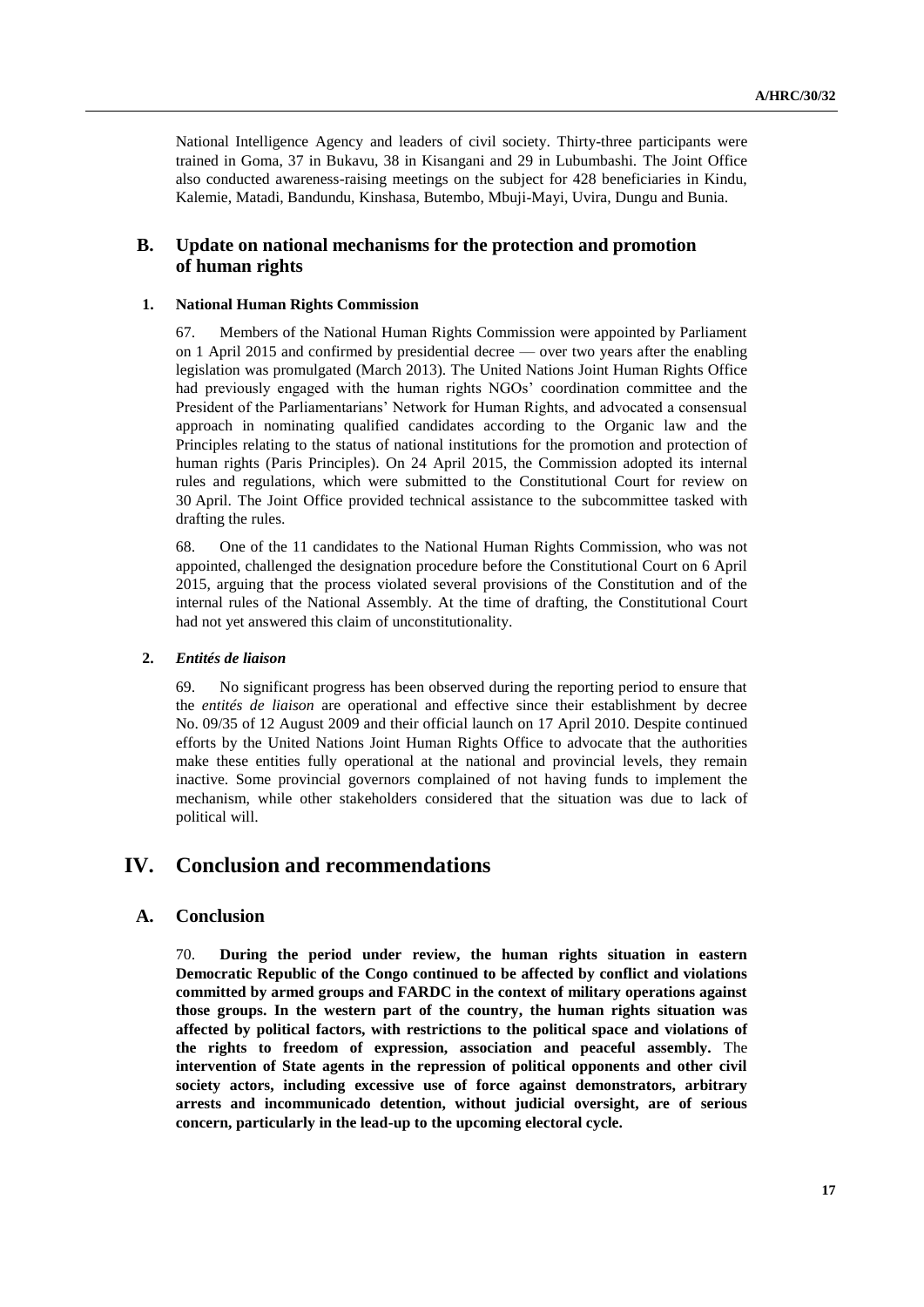National Intelligence Agency and leaders of civil society. Thirty-three participants were trained in Goma, 37 in Bukavu, 38 in Kisangani and 29 in Lubumbashi. The Joint Office also conducted awareness-raising meetings on the subject for 428 beneficiaries in Kindu, Kalemie, Matadi, Bandundu, Kinshasa, Butembo, Mbuji-Mayi, Uvira, Dungu and Bunia.

## B. Update on national mechanisms for the protection and promotion of human rights

### 1. National Human Rights Commission

67. Members of the National Human Rights Commission were appointed by Parliament on 1 April 2015 and confirmed by presidential decree — over two years after the enabling legislation was promulgated (March 2013). The United Nations Joint Human Rights Office had previously engaged with the human rights NGOs' coordination committee and the President of the Parliamentarians' Network for Human Rights, and advocated a consensual approach in nominating qualified candidates according to the Organic law and the Principles relating to the status of national institutions for the promotion and protection of human rights (Paris Principles). On 24 April 2015, the Commission adopted its internal rules and regulations, which were submitted to the Constitutional Court for review on 30 April. The Joint Office provided technical assistance to the subcommittee tasked with drafting the rules.

68. One of the 11 candidates to the National Human Rights Commission, who was not appointed, challenged the designation procedure before the Constitutional Court on 6 April 2015, arguing that the process violated several provisions of the Constitution and of the internal rules of the National Assembly. At the time of drafting, the Constitutional Court had not yet answered this claim of unconstitutionality.

### 2. *Entités de liaison*

69. No significant progress has been observed during the reporting period to ensure that the *entités de liaison* are operational and effective since their establishment by decree No. 09/35 of 12 August 2009 and their official launch on 17 April 2010. Despite continued efforts by the United Nations Joint Human Rights Office to advocate that the authorities make these entities fully operational at the national and provincial levels, they remain inactive. Some provincial governors complained of not having funds to implement the mechanism, while other stakeholders considered that the situation was due to lack of political will.

# IV. Conclusion and recommendations

## A. Conclusion

70. **During the period under review, the human rights situation in eastern Democratic Republic of the Congo continued to be affected by conflict and violations committed by armed groups and FARDC in the context of military operations against those groups. In the western part of the country, the human rights situation was affected by political factors, with restrictions to the political space and violations of the rights to freedom of expression, association and peaceful assembly.** The **intervention of State agents in the repression of political opponents and other civil society actors, including excessive use of force against demonstrators, arbitrary arrests and incommunicado detention, without judicial oversight, are of serious concern, particularly in the lead-up to the upcoming electoral cycle.**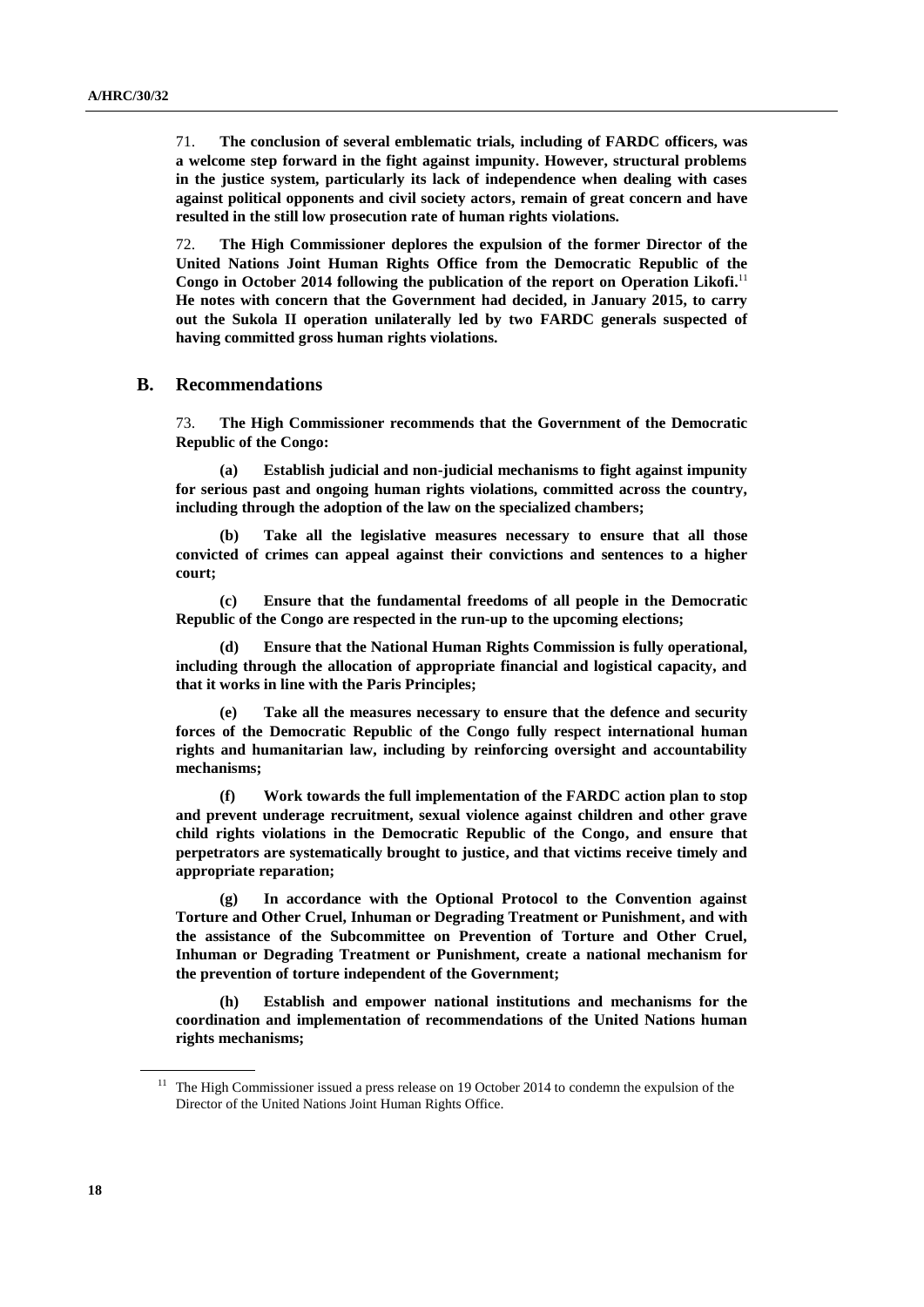71. **The conclusion of several emblematic trials, including of FARDC officers, was a welcome step forward in the fight against impunity. However, structural problems in the justice system, particularly its lack of independence when dealing with cases against political opponents and civil society actors, remain of great concern and have resulted in the still low prosecution rate of human rights violations.**

72. **The High Commissioner deplores the expulsion of the former Director of the United Nations Joint Human Rights Office from the Democratic Republic of the Congo in October 2014 following the publication of the report on Operation Likofi.**[11] **He notes with concern that the Government had decided, in January 2015, to carry out the Sukola II operation unilaterally led by two FARDC generals suspected of having committed gross human rights violations.**

## B. Recommendations

73. **The High Commissioner recommends that the Government of the Democratic Republic of the Congo:**

**(a) Establish judicial and non-judicial mechanisms to fight against impunity for serious past and ongoing human rights violations, committed across the country, including through the adoption of the law on the specialized chambers;**

**(b) Take all the legislative measures necessary to ensure that all those convicted of crimes can appeal against their convictions and sentences to a higher court;**

**(c) Ensure that the fundamental freedoms of all people in the Democratic Republic of the Congo are respected in the run-up to the upcoming elections;**

**(d) Ensure that the National Human Rights Commission is fully operational, including through the allocation of appropriate financial and logistical capacity, and that it works in line with the Paris Principles;**

**(e) Take all the measures necessary to ensure that the defence and security forces of the Democratic Republic of the Congo fully respect international human rights and humanitarian law, including by reinforcing oversight and accountability mechanisms;**

**(f) Work towards the full implementation of the FARDC action plan to stop and prevent underage recruitment, sexual violence against children and other grave child rights violations in the Democratic Republic of the Congo, and ensure that perpetrators are systematically brought to justice, and that victims receive timely and appropriate reparation;**

**(g) In accordance with the Optional Protocol to the Convention against Torture and Other Cruel, Inhuman or Degrading Treatment or Punishment, and with the assistance of the Subcommittee on Prevention of Torture and Other Cruel, Inhuman or Degrading Treatment or Punishment, create a national mechanism for the prevention of torture independent of the Government;**

**(h) Establish and empower national institutions and mechanisms for the coordination and implementation of recommendations of the United Nations human rights mechanisms;**

---

[11] The High Commissioner issued a press release on 19 October 2014 to condemn the expulsion of the Director of the United Nations Joint Human Rights Office.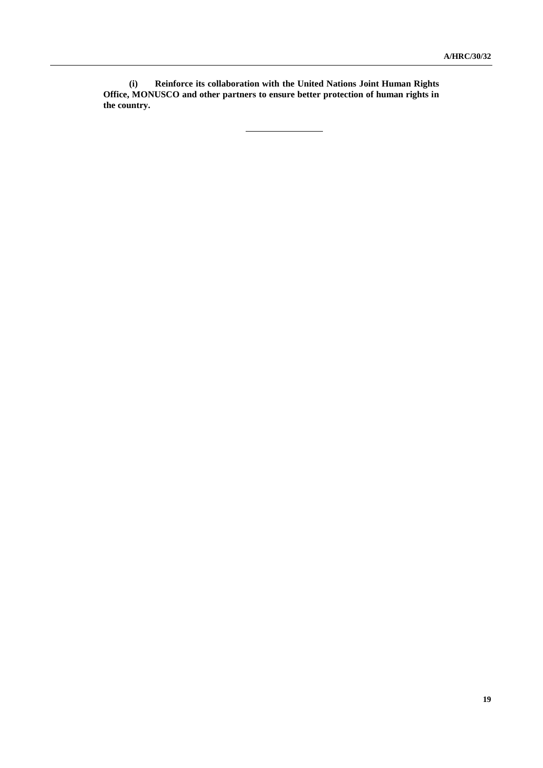**(i) Reinforce its collaboration with the United Nations Joint Human Rights Office, MONUSCO and other partners to ensure better protection of human rights in the country.**